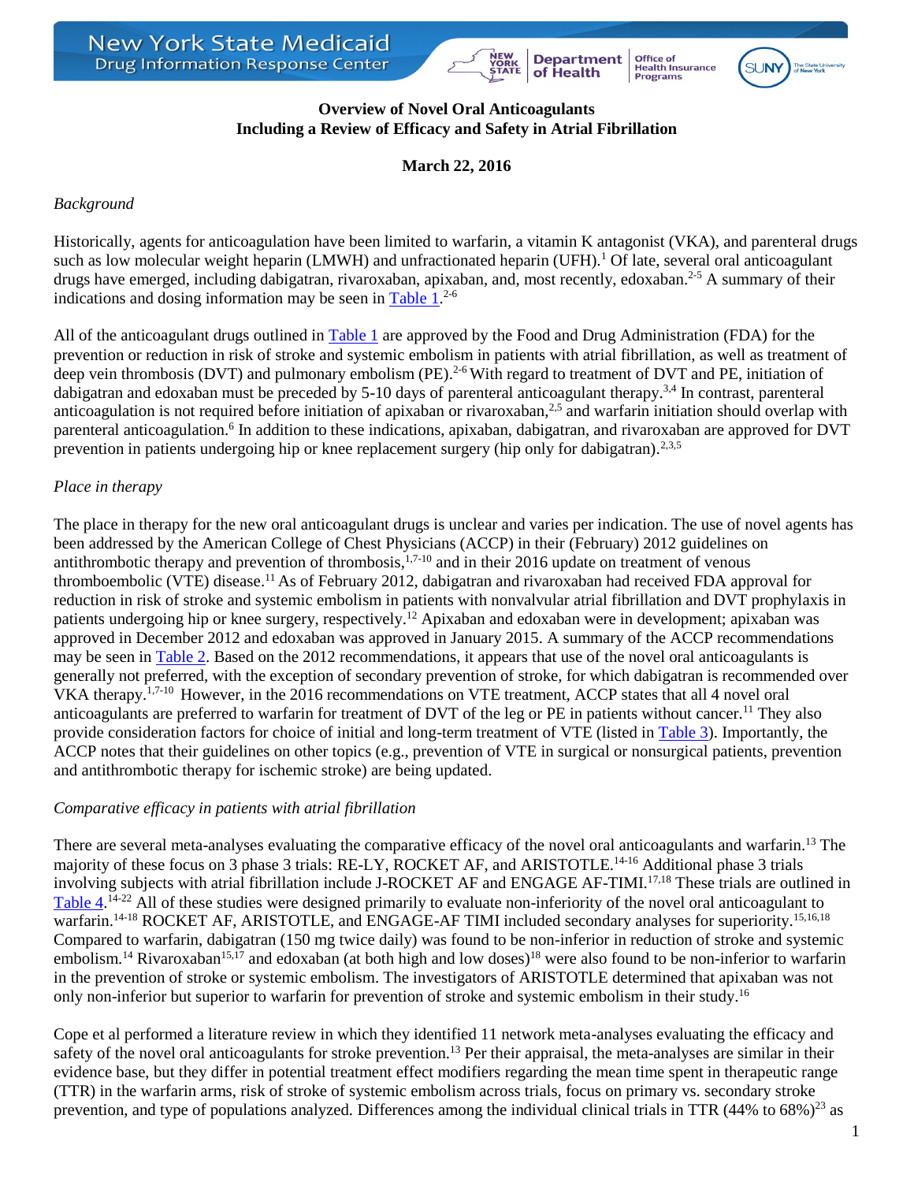New York State Medicaid Drug Information Response Center

**Overview of Novel Oral Anticoagulants Including a Review of Efficacy and Safety in Atrial Fibrillation**

**March 22, 2016**

*Background*

Historically, agents for anticoagulation have been limited to warfarin, a vitamin K antagonist (VKA), and parenteral drugs such as low molecular weight heparin (LMWH) and unfractionated heparin (UFH).[1] Of late, several oral anticoagulant drugs have emerged, including dabigatran, rivaroxaban, apixaban, and, most recently, edoxaban.[2-5] A summary of their indications and dosing information may be seen in Table 1.[2-6]

All of the anticoagulant drugs outlined in Table 1 are approved by the Food and Drug Administration (FDA) for the prevention or reduction in risk of stroke and systemic embolism in patients with atrial fibrillation, as well as treatment of deep vein thrombosis (DVT) and pulmonary embolism (PE).[2-6] With regard to treatment of DVT and PE, initiation of dabigatran and edoxaban must be preceded by 5-10 days of parenteral anticoagulant therapy.[3,4] In contrast, parenteral anticoagulation is not required before initiation of apixaban or rivaroxaban,[2,5] and warfarin initiation should overlap with parenteral anticoagulation.[6] In addition to these indications, apixaban, dabigatran, and rivaroxaban are approved for DVT prevention in patients undergoing hip or knee replacement surgery (hip only for dabigatran).[2,3,5]

*Place in therapy*

The place in therapy for the new oral anticoagulant drugs is unclear and varies per indication. The use of novel agents has been addressed by the American College of Chest Physicians (ACCP) in their (February) 2012 guidelines on antithrombotic therapy and prevention of thrombosis,[1,7-10] and in their 2016 update on treatment of venous thromboembolic (VTE) disease.[11] As of February 2012, dabigatran and rivaroxaban had received FDA approval for reduction in risk of stroke and systemic embolism in patients with nonvalvular atrial fibrillation and DVT prophylaxis in patients undergoing hip or knee surgery, respectively.[12] Apixaban and edoxaban were in development; apixaban was approved in December 2012 and edoxaban was approved in January 2015. A summary of the ACCP recommendations may be seen in Table 2. Based on the 2012 recommendations, it appears that use of the novel oral anticoagulants is generally not preferred, with the exception of secondary prevention of stroke, for which dabigatran is recommended over VKA therapy.[1,7-10] However, in the 2016 recommendations on VTE treatment, ACCP states that all 4 novel oral anticoagulants are preferred to warfarin for treatment of DVT of the leg or PE in patients without cancer.[11] They also provide consideration factors for choice of initial and long-term treatment of VTE (listed in Table 3). Importantly, the ACCP notes that their guidelines on other topics (e.g., prevention of VTE in surgical or nonsurgical patients, prevention and antithrombotic therapy for ischemic stroke) are being updated.

*Comparative efficacy in patients with atrial fibrillation*

There are several meta-analyses evaluating the comparative efficacy of the novel oral anticoagulants and warfarin.[13] The majority of these focus on 3 phase 3 trials: RE-LY, ROCKET AF, and ARISTOTLE.[14-16] Additional phase 3 trials involving subjects with atrial fibrillation include J-ROCKET AF and ENGAGE AF-TIMI.[17,18] These trials are outlined in Table 4.[14-22] All of these studies were designed primarily to evaluate non-inferiority of the novel oral anticoagulant to warfarin.[14-18] ROCKET AF, ARISTOTLE, and ENGAGE-AF TIMI included secondary analyses for superiority.[15,16,18] Compared to warfarin, dabigatran (150 mg twice daily) was found to be non-inferior in reduction of stroke and systemic embolism.[14] Rivaroxaban[15,17] and edoxaban (at both high and low doses)[18] were also found to be non-inferior to warfarin in the prevention of stroke or systemic embolism. The investigators of ARISTOTLE determined that apixaban was not only non-inferior but superior to warfarin for prevention of stroke and systemic embolism in their study.[16]

Cope et al performed a literature review in which they identified 11 network meta-analyses evaluating the efficacy and safety of the novel oral anticoagulants for stroke prevention.[13] Per their appraisal, the meta-analyses are similar in their evidence base, but they differ in potential treatment effect modifiers regarding the mean time spent in therapeutic range (TTR) in the warfarin arms, risk of stroke of systemic embolism across trials, focus on primary vs. secondary stroke prevention, and type of populations analyzed. Differences among the individual clinical trials in TTR (44% to 68%)[23] as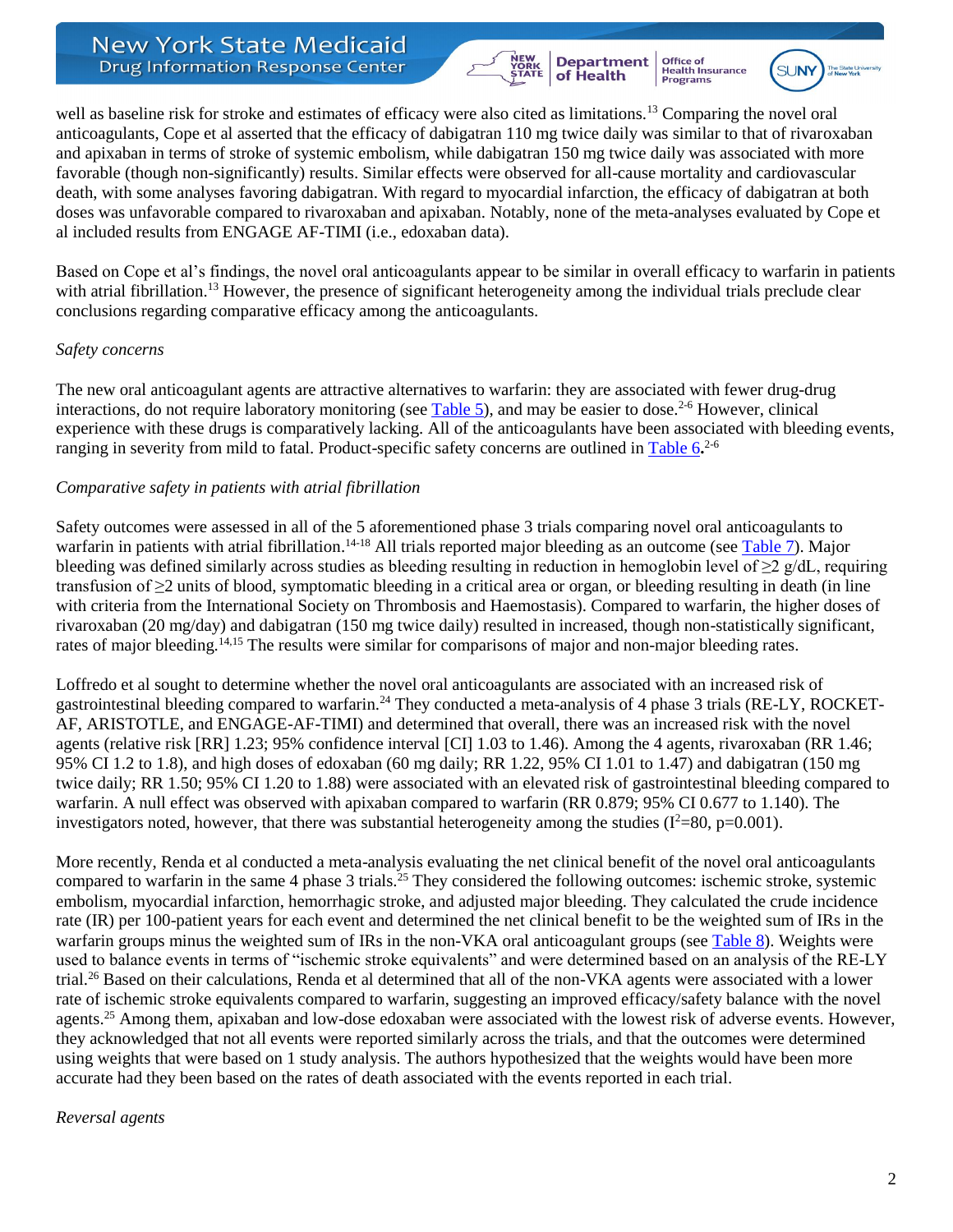well as baseline risk for stroke and estimates of efficacy were also cited as limitations.[13] Comparing the novel oral anticoagulants, Cope et al asserted that the efficacy of dabigatran 110 mg twice daily was similar to that of rivaroxaban and apixaban in terms of stroke of systemic embolism, while dabigatran 150 mg twice daily was associated with more favorable (though non-significantly) results. Similar effects were observed for all-cause mortality and cardiovascular death, with some analyses favoring dabigatran. With regard to myocardial infarction, the efficacy of dabigatran at both doses was unfavorable compared to rivaroxaban and apixaban. Notably, none of the meta-analyses evaluated by Cope et al included results from ENGAGE AF-TIMI (i.e., edoxaban data).

Based on Cope et al's findings, the novel oral anticoagulants appear to be similar in overall efficacy to warfarin in patients with atrial fibrillation.[13] However, the presence of significant heterogeneity among the individual trials preclude clear conclusions regarding comparative efficacy among the anticoagulants.

*Safety concerns*

The new oral anticoagulant agents are attractive alternatives to warfarin: they are associated with fewer drug-drug interactions, do not require laboratory monitoring (see Table 5), and may be easier to dose.[2-6] However, clinical experience with these drugs is comparatively lacking. All of the anticoagulants have been associated with bleeding events, ranging in severity from mild to fatal. Product-specific safety concerns are outlined in Table 6**.**[2-6]

*Comparative safety in patients with atrial fibrillation*

Safety outcomes were assessed in all of the 5 aforementioned phase 3 trials comparing novel oral anticoagulants to warfarin in patients with atrial fibrillation.[14-18] All trials reported major bleeding as an outcome (see Table 7). Major bleeding was defined similarly across studies as bleeding resulting in reduction in hemoglobin level of ≥2 g/dL, requiring transfusion of ≥2 units of blood, symptomatic bleeding in a critical area or organ, or bleeding resulting in death (in line with criteria from the International Society on Thrombosis and Haemostasis). Compared to warfarin, the higher doses of rivaroxaban (20 mg/day) and dabigatran (150 mg twice daily) resulted in increased, though non-statistically significant, rates of major bleeding.[14,15] The results were similar for comparisons of major and non-major bleeding rates.

Loffredo et al sought to determine whether the novel oral anticoagulants are associated with an increased risk of gastrointestinal bleeding compared to warfarin.[24] They conducted a meta-analysis of 4 phase 3 trials (RE-LY, ROCKET-AF, ARISTOTLE, and ENGAGE-AF-TIMI) and determined that overall, there was an increased risk with the novel agents (relative risk [RR] 1.23; 95% confidence interval [CI] 1.03 to 1.46). Among the 4 agents, rivaroxaban (RR 1.46; 95% CI 1.2 to 1.8), and high doses of edoxaban (60 mg daily; RR 1.22, 95% CI 1.01 to 1.47) and dabigatran (150 mg twice daily; RR 1.50; 95% CI 1.20 to 1.88) were associated with an elevated risk of gastrointestinal bleeding compared to warfarin. A null effect was observed with apixaban compared to warfarin (RR 0.879; 95% CI 0.677 to 1.140). The investigators noted, however, that there was substantial heterogeneity among the studies ($I^2$=80, p=0.001).

More recently, Renda et al conducted a meta-analysis evaluating the net clinical benefit of the novel oral anticoagulants compared to warfarin in the same 4 phase 3 trials.[25] They considered the following outcomes: ischemic stroke, systemic embolism, myocardial infarction, hemorrhagic stroke, and adjusted major bleeding. They calculated the crude incidence rate (IR) per 100-patient years for each event and determined the net clinical benefit to be the weighted sum of IRs in the warfarin groups minus the weighted sum of IRs in the non-VKA oral anticoagulant groups (see Table 8). Weights were used to balance events in terms of "ischemic stroke equivalents" and were determined based on an analysis of the RE-LY trial.[26] Based on their calculations, Renda et al determined that all of the non-VKA agents were associated with a lower rate of ischemic stroke equivalents compared to warfarin, suggesting an improved efficacy/safety balance with the novel agents.[25] Among them, apixaban and low-dose edoxaban were associated with the lowest risk of adverse events. However, they acknowledged that not all events were reported similarly across the trials, and that the outcomes were determined using weights that were based on 1 study analysis. The authors hypothesized that the weights would have been more accurate had they been based on the rates of death associated with the events reported in each trial.

*Reversal agents*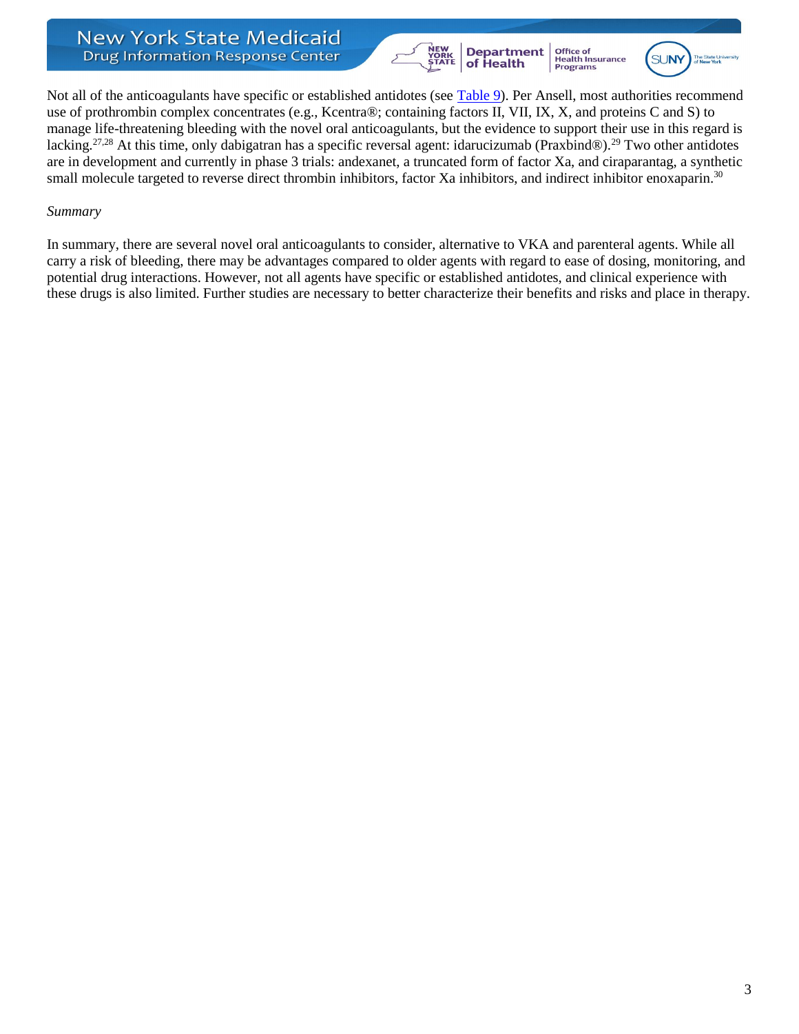Not all of the anticoagulants have specific or established antidotes (see Table 9). Per Ansell, most authorities recommend use of prothrombin complex concentrates (e.g., Kcentra®; containing factors II, VII, IX, X, and proteins C and S) to manage life-threatening bleeding with the novel oral anticoagulants, but the evidence to support their use in this regard is lacking.[27,28] At this time, only dabigatran has a specific reversal agent: idarucizumab (Praxbind®).[29] Two other antidotes are in development and currently in phase 3 trials: andexanet, a truncated form of factor Xa, and ciraparantag, a synthetic small molecule targeted to reverse direct thrombin inhibitors, factor Xa inhibitors, and indirect inhibitor enoxaparin.[30]

*Summary*

In summary, there are several novel oral anticoagulants to consider, alternative to VKA and parenteral agents. While all carry a risk of bleeding, there may be advantages compared to older agents with regard to ease of dosing, monitoring, and potential drug interactions. However, not all agents have specific or established antidotes, and clinical experience with these drugs is also limited. Further studies are necessary to better characterize their benefits and risks and place in therapy.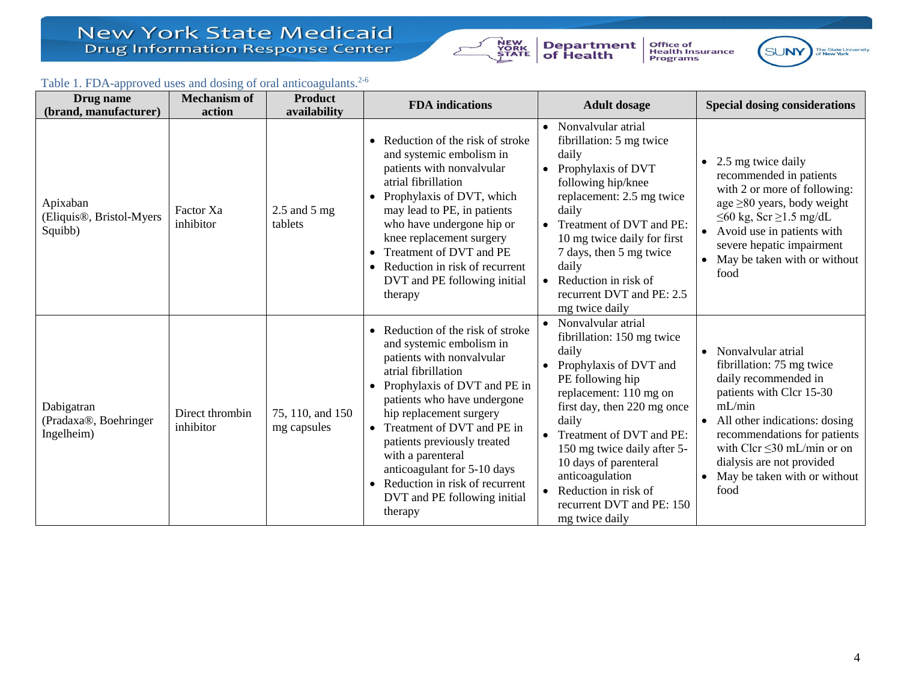Table 1. FDA-approved uses and dosing of oral anticoagulants.[2-6]

| Drug name (brand, manufacturer) | Mechanism of action | Product availability | FDA indications | Adult dosage | Special dosing considerations |
|---|---|---|---|---|---|
| Apixaban (Eliquis®, Bristol-Myers Squibb) | Factor Xa inhibitor | 2.5 and 5 mg tablets | • Reduction of the risk of stroke and systemic embolism in patients with nonvalvular atrial fibrillation<br>• Prophylaxis of DVT, which may lead to PE, in patients who have undergone hip or knee replacement surgery<br>• Treatment of DVT and PE<br>• Reduction in risk of recurrent DVT and PE following initial therapy | • Nonvalvular atrial fibrillation: 5 mg twice daily<br>• Prophylaxis of DVT following hip/knee replacement: 2.5 mg twice daily<br>• Treatment of DVT and PE: 10 mg twice daily for first 7 days, then 5 mg twice daily<br>• Reduction in risk of recurrent DVT and PE: 2.5 mg twice daily | • 2.5 mg twice daily recommended in patients with 2 or more of following: age ≥80 years, body weight ≤60 kg, Scr ≥1.5 mg/dL<br>• Avoid use in patients with severe hepatic impairment<br>• May be taken with or without food |
| Dabigatran (Pradaxa®, Boehringer Ingelheim) | Direct thrombin inhibitor | 75, 110, and 150 mg capsules | • Reduction of the risk of stroke and systemic embolism in patients with nonvalvular atrial fibrillation<br>• Prophylaxis of DVT and PE in patients who have undergone hip replacement surgery<br>• Treatment of DVT and PE in patients previously treated with a parenteral anticoagulant for 5-10 days<br>• Reduction in risk of recurrent DVT and PE following initial therapy | • Nonvalvular atrial fibrillation: 150 mg twice daily<br>• Prophylaxis of DVT and PE following hip replacement: 110 mg on first day, then 220 mg once daily<br>• Treatment of DVT and PE: 150 mg twice daily after 5-10 days of parenteral anticoagulation<br>• Reduction in risk of recurrent DVT and PE: 150 mg twice daily | • Nonvalvular atrial fibrillation: 75 mg twice daily recommended in patients with Clcr 15-30 mL/min<br>• All other indications: dosing recommendations for patients with Clcr ≤30 mL/min or on dialysis are not provided<br>• May be taken with or without food |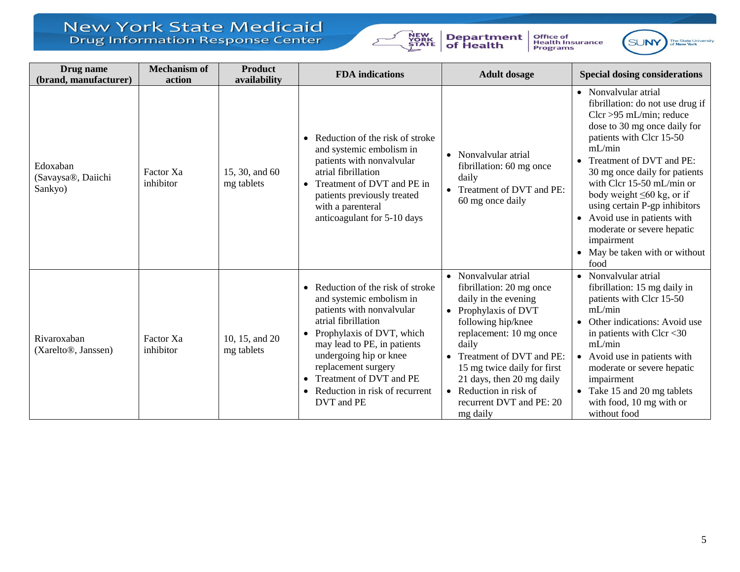| Drug name (brand, manufacturer) | Mechanism of action | Product availability | FDA indications | Adult dosage | Special dosing considerations |
|---|---|---|---|---|---|
| Edoxaban (Savaysa®, Daiichi Sankyo) | Factor Xa inhibitor | 15, 30, and 60 mg tablets | • Reduction of the risk of stroke and systemic embolism in patients with nonvalvular atrial fibrillation<br>• Treatment of DVT and PE in patients previously treated with a parenteral anticoagulant for 5-10 days | • Nonvalvular atrial fibrillation: 60 mg once daily<br>• Treatment of DVT and PE: 60 mg once daily | • Nonvalvular atrial fibrillation: do not use drug if Clcr >95 mL/min; reduce dose to 30 mg once daily for patients with Clcr 15-50 mL/min<br>• Treatment of DVT and PE: 30 mg once daily for patients with Clcr 15-50 mL/min or body weight ≤60 kg, or if using certain P-gp inhibitors<br>• Avoid use in patients with moderate or severe hepatic impairment<br>• May be taken with or without food |
| Rivaroxaban (Xarelto®, Janssen) | Factor Xa inhibitor | 10, 15, and 20 mg tablets | • Reduction of the risk of stroke and systemic embolism in patients with nonvalvular atrial fibrillation<br>• Prophylaxis of DVT, which may lead to PE, in patients undergoing hip or knee replacement surgery<br>• Treatment of DVT and PE<br>• Reduction in risk of recurrent DVT and PE | • Nonvalvular atrial fibrillation: 20 mg once daily in the evening<br>• Prophylaxis of DVT following hip/knee replacement: 10 mg once daily<br>• Treatment of DVT and PE: 15 mg twice daily for first 21 days, then 20 mg daily<br>• Reduction in risk of recurrent DVT and PE: 20 mg daily | • Nonvalvular atrial fibrillation: 15 mg daily in patients with Clcr 15-50 mL/min<br>• Other indications: Avoid use in patients with Clcr <30 mL/min<br>• Avoid use in patients with moderate or severe hepatic impairment<br>• Take 15 and 20 mg tablets with food, 10 mg with or without food |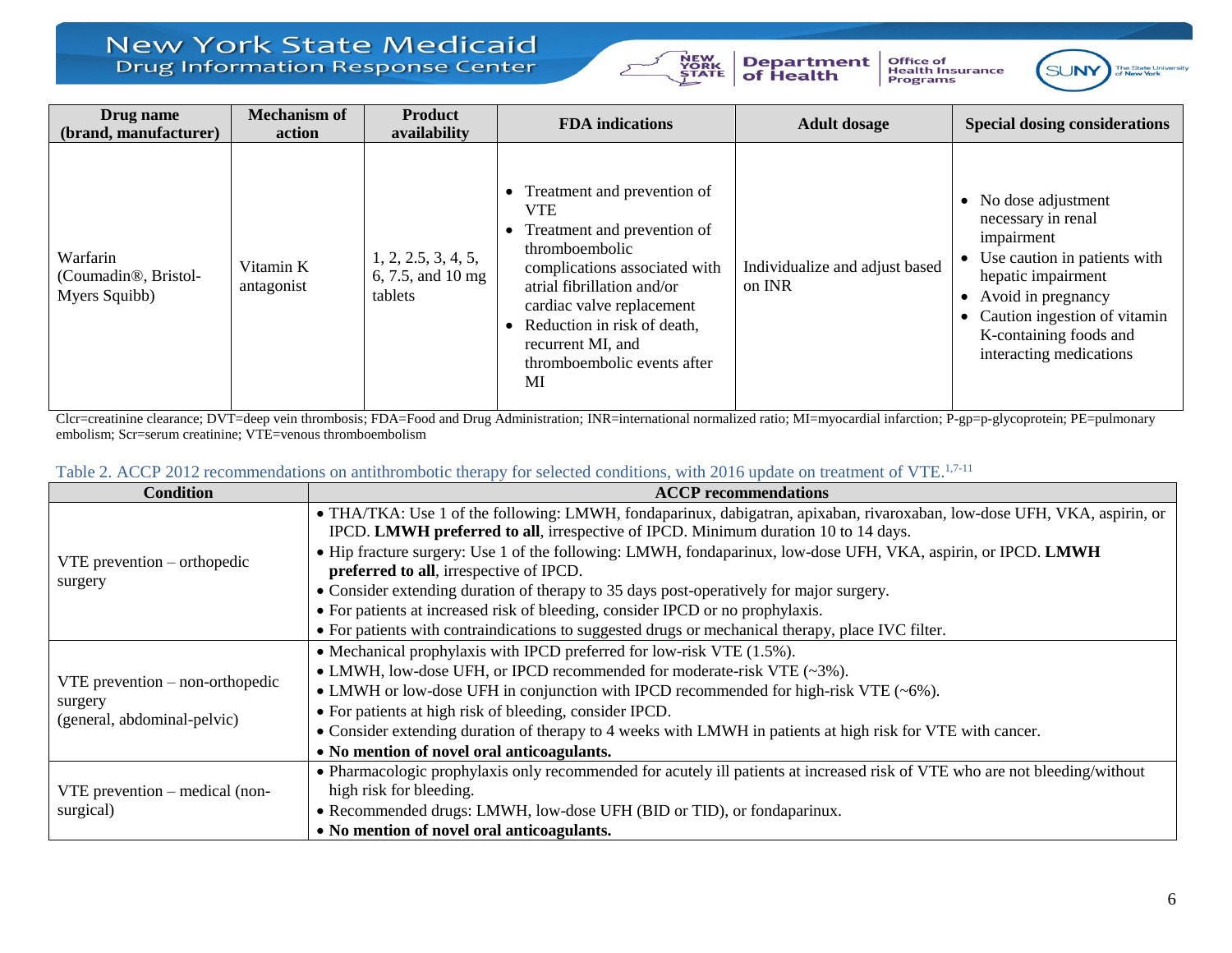| Drug name (brand, manufacturer) | Mechanism of action | Product availability | FDA indications | Adult dosage | Special dosing considerations |
|---|---|---|---|---|---|
| Warfarin (Coumadin®, Bristol-Myers Squibb) | Vitamin K antagonist | 1, 2, 2.5, 3, 4, 5, 6, 7.5, and 10 mg tablets | • Treatment and prevention of VTE<br>• Treatment and prevention of thromboembolic complications associated with atrial fibrillation and/or cardiac valve replacement<br>• Reduction in risk of death, recurrent MI, and thromboembolic events after MI | Individualize and adjust based on INR | • No dose adjustment necessary in renal impairment<br>• Use caution in patients with hepatic impairment<br>• Avoid in pregnancy<br>• Caution ingestion of vitamin K-containing foods and interacting medications |

Clcr=creatinine clearance; DVT=deep vein thrombosis; FDA=Food and Drug Administration; INR=international normalized ratio; MI=myocardial infarction; P-gp=p-glycoprotein; PE=pulmonary embolism; Scr=serum creatinine; VTE=venous thromboembolism

Table 2. ACCP 2012 recommendations on antithrombotic therapy for selected conditions, with 2016 update on treatment of VTE.[1,7-11]

| Condition | ACCP recommendations |
|---|---|
| VTE prevention – orthopedic surgery | • THA/TKA: Use 1 of the following: LMWH, fondaparinux, dabigatran, apixaban, rivaroxaban, low-dose UFH, VKA, aspirin, or IPCD. **LMWH preferred to all**, irrespective of IPCD. Minimum duration 10 to 14 days.<br>• Hip fracture surgery: Use 1 of the following: LMWH, fondaparinux, low-dose UFH, VKA, aspirin, or IPCD. **LMWH preferred to all**, irrespective of IPCD.<br>• Consider extending duration of therapy to 35 days post-operatively for major surgery.<br>• For patients at increased risk of bleeding, consider IPCD or no prophylaxis.<br>• For patients with contraindications to suggested drugs or mechanical therapy, place IVC filter. |
| VTE prevention – non-orthopedic surgery (general, abdominal-pelvic) | • Mechanical prophylaxis with IPCD preferred for low-risk VTE (1.5%).<br>• LMWH, low-dose UFH, or IPCD recommended for moderate-risk VTE (~3%).<br>• LMWH or low-dose UFH in conjunction with IPCD recommended for high-risk VTE (~6%).<br>• For patients at high risk of bleeding, consider IPCD.<br>• Consider extending duration of therapy to 4 weeks with LMWH in patients at high risk for VTE with cancer.<br>• **No mention of novel oral anticoagulants.** |
| VTE prevention – medical (non-surgical) | • Pharmacologic prophylaxis only recommended for acutely ill patients at increased risk of VTE who are not bleeding/without high risk for bleeding.<br>• Recommended drugs: LMWH, low-dose UFH (BID or TID), or fondaparinux.<br>• **No mention of novel oral anticoagulants.** |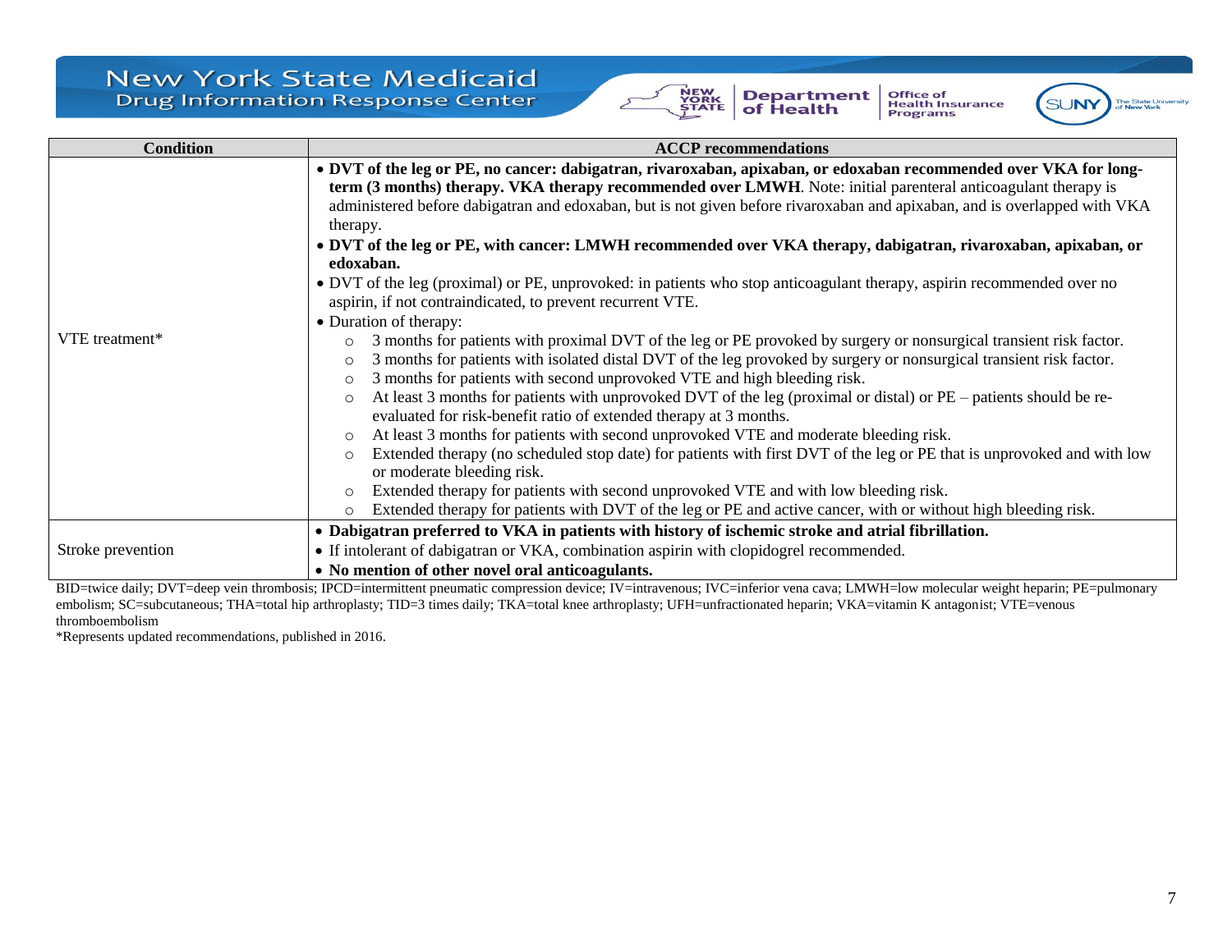| Condition | ACCP recommendations |
|---|---|
| VTE treatment* | • **DVT of the leg or PE, no cancer: dabigatran, rivaroxaban, apixaban, or edoxaban recommended over VKA for long-term (3 months) therapy. VKA therapy recommended over LMWH**. Note: initial parenteral anticoagulant therapy is administered before dabigatran and edoxaban, but is not given before rivaroxaban and apixaban, and is overlapped with VKA therapy.<br>• **DVT of the leg or PE, with cancer: LMWH recommended over VKA therapy, dabigatran, rivaroxaban, apixaban, or edoxaban.**<br>• DVT of the leg (proximal) or PE, unprovoked: in patients who stop anticoagulant therapy, aspirin recommended over no aspirin, if not contraindicated, to prevent recurrent VTE.<br>• Duration of therapy:<br>○ 3 months for patients with proximal DVT of the leg or PE provoked by surgery or nonsurgical transient risk factor.<br>○ 3 months for patients with isolated distal DVT of the leg provoked by surgery or nonsurgical transient risk factor.<br>○ 3 months for patients with second unprovoked VTE and high bleeding risk.<br>○ At least 3 months for patients with unprovoked DVT of the leg (proximal or distal) or PE – patients should be re-evaluated for risk-benefit ratio of extended therapy at 3 months.<br>○ At least 3 months for patients with second unprovoked VTE and moderate bleeding risk.<br>○ Extended therapy (no scheduled stop date) for patients with first DVT of the leg or PE that is unprovoked and with low or moderate bleeding risk.<br>○ Extended therapy for patients with second unprovoked VTE and with low bleeding risk.<br>○ Extended therapy for patients with DVT of the leg or PE and active cancer, with or without high bleeding risk. |
| Stroke prevention | • **Dabigatran preferred to VKA in patients with history of ischemic stroke and atrial fibrillation.**<br>• If intolerant of dabigatran or VKA, combination aspirin with clopidogrel recommended.<br>• **No mention of other novel oral anticoagulants.** |

BID=twice daily; DVT=deep vein thrombosis; IPCD=intermittent pneumatic compression device; IV=intravenous; IVC=inferior vena cava; LMWH=low molecular weight heparin; PE=pulmonary embolism; SC=subcutaneous; THA=total hip arthroplasty; TID=3 times daily; TKA=total knee arthroplasty; UFH=unfractionated heparin; VKA=vitamin K antagonist; VTE=venous thromboembolism

*Represents updated recommendations, published in 2016.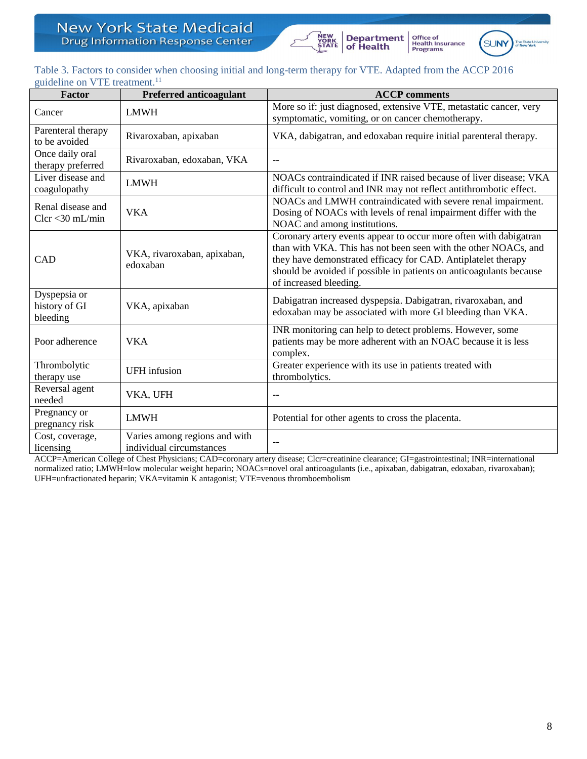Table 3. Factors to consider when choosing initial and long-term therapy for VTE. Adapted from the ACCP 2016 guideline on VTE treatment.[11]

| Factor | Preferred anticoagulant | ACCP comments |
|---|---|---|
| Cancer | LMWH | More so if: just diagnosed, extensive VTE, metastatic cancer, very symptomatic, vomiting, or on cancer chemotherapy. |
| Parenteral therapy to be avoided | Rivaroxaban, apixaban | VKA, dabigatran, and edoxaban require initial parenteral therapy. |
| Once daily oral therapy preferred | Rivaroxaban, edoxaban, VKA | -- |
| Liver disease and coagulopathy | LMWH | NOACs contraindicated if INR raised because of liver disease; VKA difficult to control and INR may not reflect antithrombotic effect. |
| Renal disease and Clcr <30 mL/min | VKA | NOACs and LMWH contraindicated with severe renal impairment. Dosing of NOACs with levels of renal impairment differ with the NOAC and among institutions. |
| CAD | VKA, rivaroxaban, apixaban, edoxaban | Coronary artery events appear to occur more often with dabigatran than with VKA. This has not been seen with the other NOACs, and they have demonstrated efficacy for CAD. Antiplatelet therapy should be avoided if possible in patients on anticoagulants because of increased bleeding. |
| Dyspepsia or history of GI bleeding | VKA, apixaban | Dabigatran increased dyspepsia. Dabigatran, rivaroxaban, and edoxaban may be associated with more GI bleeding than VKA. |
| Poor adherence | VKA | INR monitoring can help to detect problems. However, some patients may be more adherent with an NOAC because it is less complex. |
| Thrombolytic therapy use | UFH infusion | Greater experience with its use in patients treated with thrombolytics. |
| Reversal agent needed | VKA, UFH | -- |
| Pregnancy or pregnancy risk | LMWH | Potential for other agents to cross the placenta. |
| Cost, coverage, licensing | Varies among regions and with individual circumstances | -- |

ACCP=American College of Chest Physicians; CAD=coronary artery disease; Clcr=creatinine clearance; GI=gastrointestinal; INR=international normalized ratio; LMWH=low molecular weight heparin; NOACs=novel oral anticoagulants (i.e., apixaban, dabigatran, edoxaban, rivaroxaban); UFH=unfractionated heparin; VKA=vitamin K antagonist; VTE=venous thromboembolism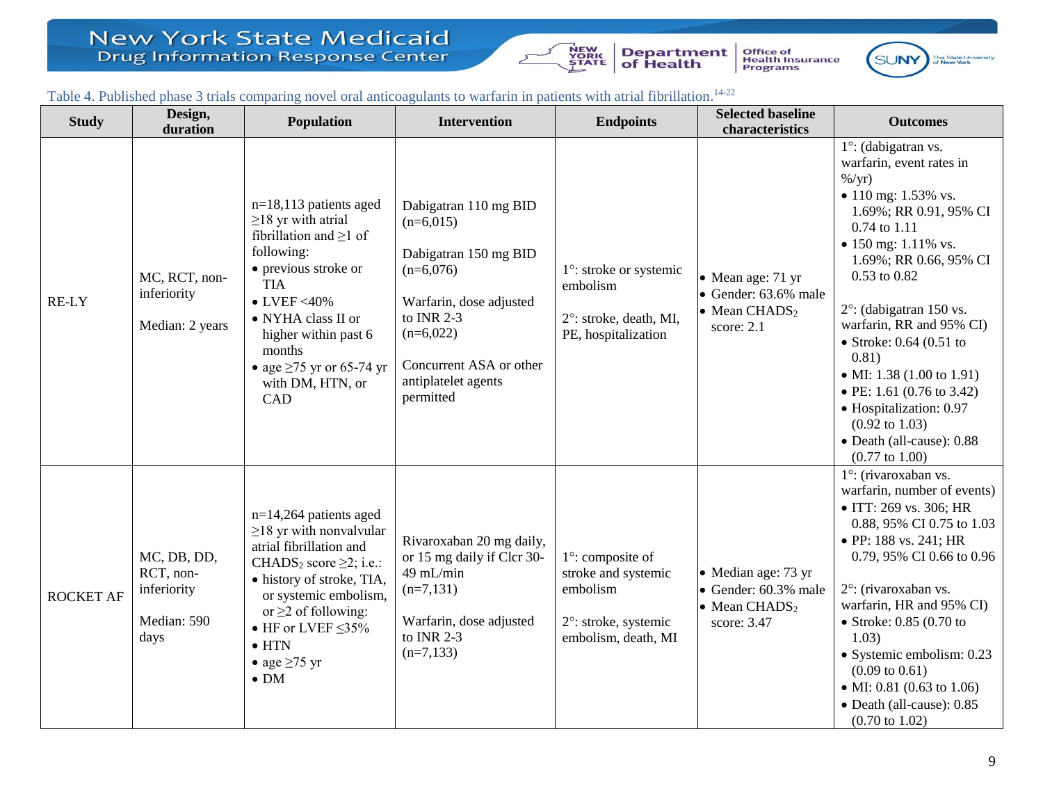Table 4. Published phase 3 trials comparing novel oral anticoagulants to warfarin in patients with atrial fibrillation.[14-22]

| Study | Design, duration | Population | Intervention | Endpoints | Selected baseline characteristics | Outcomes |
|---|---|---|---|---|---|---|
| RE-LY | MC, RCT, non-inferiority<br><br>Median: 2 years | n=18,113 patients aged ≥18 yr with atrial fibrillation and ≥1 of following:<br>• previous stroke or TIA<br>• LVEF <40%<br>• NYHA class II or higher within past 6 months<br>• age ≥75 yr or 65-74 yr with DM, HTN, or CAD | Dabigatran 110 mg BID (n=6,015)<br><br>Dabigatran 150 mg BID (n=6,076)<br><br>Warfarin, dose adjusted to INR 2-3 (n=6,022)<br><br>Concurrent ASA or other antiplatelet agents permitted | 1°: stroke or systemic embolism<br><br>2°: stroke, death, MI, PE, hospitalization | • Mean age: 71 yr<br>• Gender: 63.6% male<br>• Mean $CHADS_2$ score: 2.1 | 1°: (dabigatran vs. warfarin, event rates in %/yr)<br>• 110 mg: 1.53% vs. 1.69%; RR 0.91, 95% CI 0.74 to 1.11<br>• 150 mg: 1.11% vs. 1.69%; RR 0.66, 95% CI 0.53 to 0.82<br><br>2°: (dabigatran 150 vs. warfarin, RR and 95% CI)<br>• Stroke: 0.64 (0.51 to 0.81)<br>• MI: 1.38 (1.00 to 1.91)<br>• PE: 1.61 (0.76 to 3.42)<br>• Hospitalization: 0.97 (0.92 to 1.03)<br>• Death (all-cause): 0.88 (0.77 to 1.00) |
| ROCKET AF | MC, DB, DD, RCT, non-inferiority<br><br>Median: 590 days | n=14,264 patients aged ≥18 yr with nonvalvular atrial fibrillation and $CHADS_2$ score ≥2; i.e.:<br>• history of stroke, TIA, or systemic embolism, or ≥2 of following:<br>• HF or LVEF ≤35%<br>• HTN<br>• age ≥75 yr<br>• DM | Rivaroxaban 20 mg daily, or 15 mg daily if Clcr 30-49 mL/min (n=7,131)<br><br>Warfarin, dose adjusted to INR 2-3 (n=7,133) | 1°: composite of stroke and systemic embolism<br><br>2°: stroke, systemic embolism, death, MI | • Median age: 73 yr<br>• Gender: 60.3% male<br>• Mean $CHADS_2$ score: 3.47 | 1°: (rivaroxaban vs. warfarin, number of events)<br>• ITT: 269 vs. 306; HR 0.88, 95% CI 0.75 to 1.03<br>• PP: 188 vs. 241; HR 0.79, 95% CI 0.66 to 0.96<br><br>2°: (rivaroxaban vs. warfarin, HR and 95% CI)<br>• Stroke: 0.85 (0.70 to 1.03)<br>• Systemic embolism: 0.23 (0.09 to 0.61)<br>• MI: 0.81 (0.63 to 1.06)<br>• Death (all-cause): 0.85 (0.70 to 1.02) |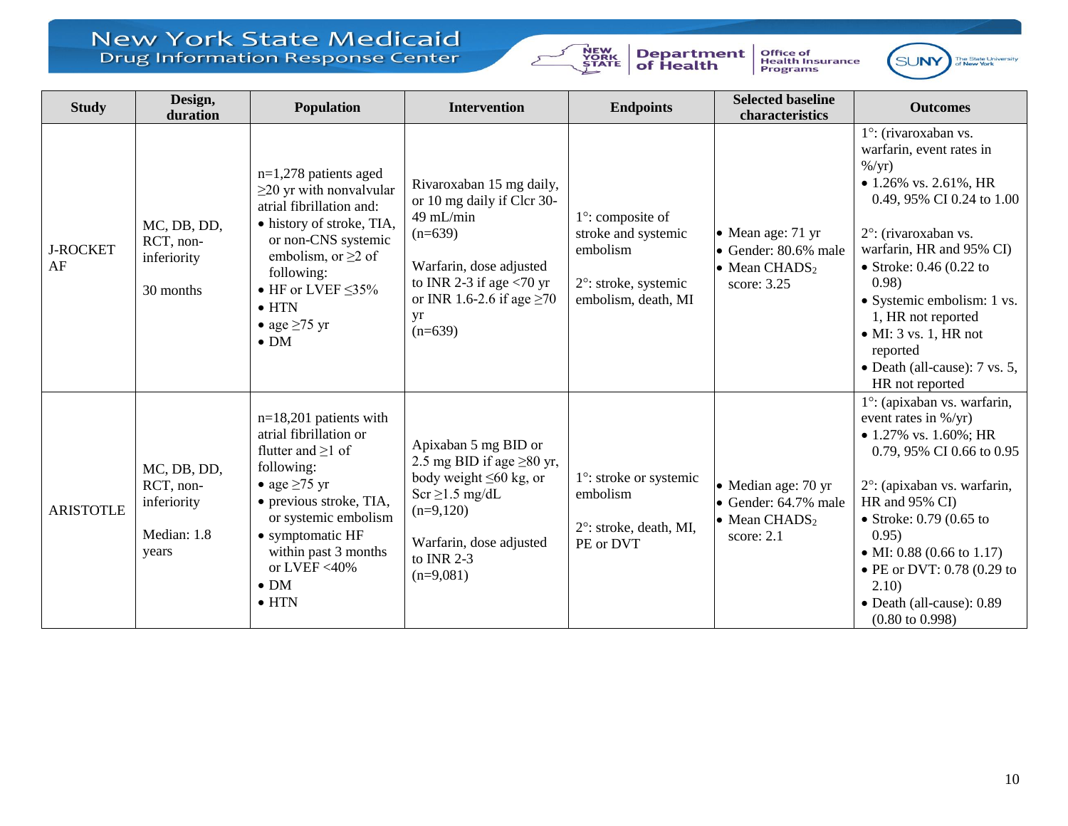| Study | Design, duration | Population | Intervention | Endpoints | Selected baseline characteristics | Outcomes |
|---|---|---|---|---|---|---|
| J-ROCKET AF | MC, DB, DD, RCT, non-inferiority<br><br>30 months | n=1,278 patients aged ≥20 yr with nonvalvular atrial fibrillation and:<br>• history of stroke, TIA, or non-CNS systemic embolism, or ≥2 of following:<br>• HF or LVEF ≤35%<br>• HTN<br>• age ≥75 yr<br>• DM | Rivaroxaban 15 mg daily, or 10 mg daily if Clcr 30-49 mL/min<br>(n=639)<br><br>Warfarin, dose adjusted to INR 2-3 if age <70 yr or INR 1.6-2.6 if age ≥70 yr<br>(n=639) | 1°: composite of stroke and systemic embolism<br><br>2°: stroke, systemic embolism, death, MI | • Mean age: 71 yr<br>• Gender: 80.6% male<br>• Mean $CHADS_2$ score: 3.25 | 1°: (rivaroxaban vs. warfarin, event rates in %/yr)<br>• 1.26% vs. 2.61%, HR 0.49, 95% CI 0.24 to 1.00<br><br>2°: (rivaroxaban vs. warfarin, HR and 95% CI)<br>• Stroke: 0.46 (0.22 to 0.98)<br>• Systemic embolism: 1 vs. 1, HR not reported<br>• MI: 3 vs. 1, HR not reported<br>• Death (all-cause): 7 vs. 5, HR not reported |
| ARISTOTLE | MC, DB, DD, RCT, non-inferiority<br><br>Median: 1.8 years | n=18,201 patients with atrial fibrillation or flutter and ≥1 of following:<br>• age ≥75 yr<br>• previous stroke, TIA, or systemic embolism<br>• symptomatic HF within past 3 months or LVEF <40%<br>• DM<br>• HTN | Apixaban 5 mg BID or 2.5 mg BID if age ≥80 yr, body weight ≤60 kg, or Scr ≥1.5 mg/dL<br>(n=9,120)<br><br>Warfarin, dose adjusted to INR 2-3<br>(n=9,081) | 1°: stroke or systemic embolism<br><br>2°: stroke, death, MI, PE or DVT | • Median age: 70 yr<br>• Gender: 64.7% male<br>• Mean $CHADS_2$ score: 2.1 | 1°: (apixaban vs. warfarin, event rates in %/yr)<br>• 1.27% vs. 1.60%; HR 0.79, 95% CI 0.66 to 0.95<br><br>2°: (apixaban vs. warfarin, HR and 95% CI)<br>• Stroke: 0.79 (0.65 to 0.95)<br>• MI: 0.88 (0.66 to 1.17)<br>• PE or DVT: 0.78 (0.29 to 2.10)<br>• Death (all-cause): 0.89 (0.80 to 0.998) |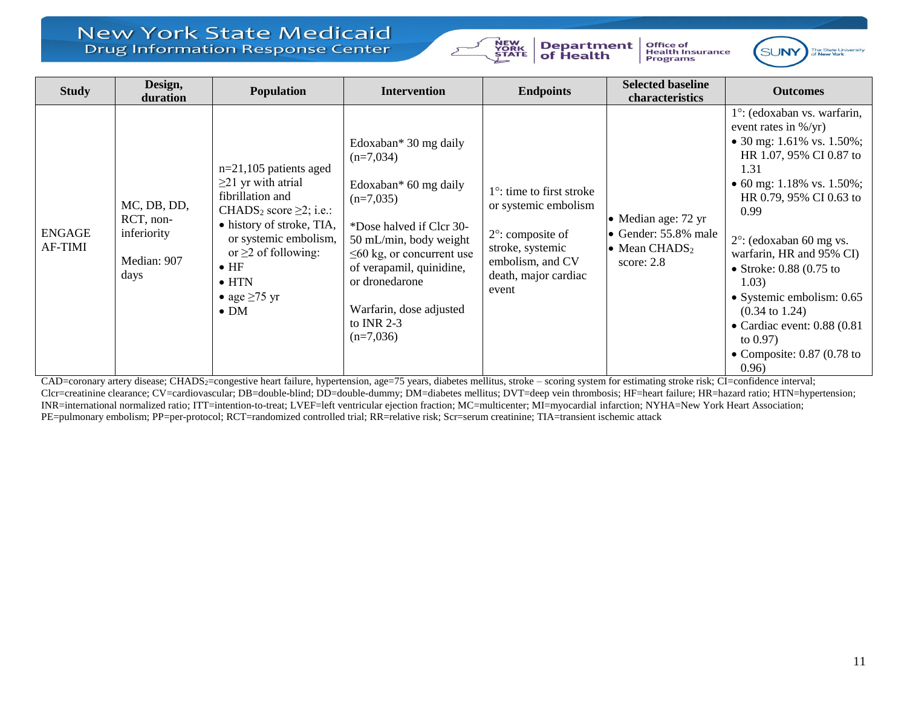| Study | Design, duration | Population | Intervention | Endpoints | Selected baseline characteristics | Outcomes |
|---|---|---|---|---|---|---|
| ENGAGE AF-TIMI | MC, DB, DD, RCT, non-inferiority<br><br>Median: 907 days | n=21,105 patients aged ≥21 yr with atrial fibrillation and $CHADS_2$ score ≥2; i.e.:<br>• history of stroke, TIA, or systemic embolism, or ≥2 of following:<br>• HF<br>• HTN<br>• age ≥75 yr<br>• DM | Edoxaban* 30 mg daily (n=7,034)<br><br>Edoxaban* 60 mg daily (n=7,035)<br><br>*Dose halved if Clcr 30-50 mL/min, body weight ≤60 kg, or concurrent use of verapamil, quinidine, or dronedarone<br><br>Warfarin, dose adjusted to INR 2-3 (n=7,036) | 1°: time to first stroke or systemic embolism<br><br>2°: composite of stroke, systemic embolism, and CV death, major cardiac event | • Median age: 72 yr<br>• Gender: 55.8% male<br>• Mean $CHADS_2$ score: 2.8 | 1°: (edoxaban vs. warfarin, event rates in %/yr)<br>• 30 mg: 1.61% vs. 1.50%; HR 1.07, 95% CI 0.87 to 1.31<br>• 60 mg: 1.18% vs. 1.50%; HR 0.79, 95% CI 0.63 to 0.99<br><br>2°: (edoxaban 60 mg vs. warfarin, HR and 95% CI)<br>• Stroke: 0.88 (0.75 to 1.03)<br>• Systemic embolism: 0.65 (0.34 to 1.24)<br>• Cardiac event: 0.88 (0.81 to 0.97)<br>• Composite: 0.87 (0.78 to 0.96) |

CAD=coronary artery disease; $CHADS_2$=congestive heart failure, hypertension, age=75 years, diabetes mellitus, stroke – scoring system for estimating stroke risk; CI=confidence interval; Clcr=creatinine clearance; CV=cardiovascular; DB=double-blind; DD=double-dummy; DM=diabetes mellitus; DVT=deep vein thrombosis; HF=heart failure; HR=hazard ratio; HTN=hypertension; INR=international normalized ratio; ITT=intention-to-treat; LVEF=left ventricular ejection fraction; MC=multicenter; MI=myocardial infarction; NYHA=New York Heart Association; PE=pulmonary embolism; PP=per-protocol; RCT=randomized controlled trial; RR=relative risk; Scr=serum creatinine; TIA=transient ischemic attack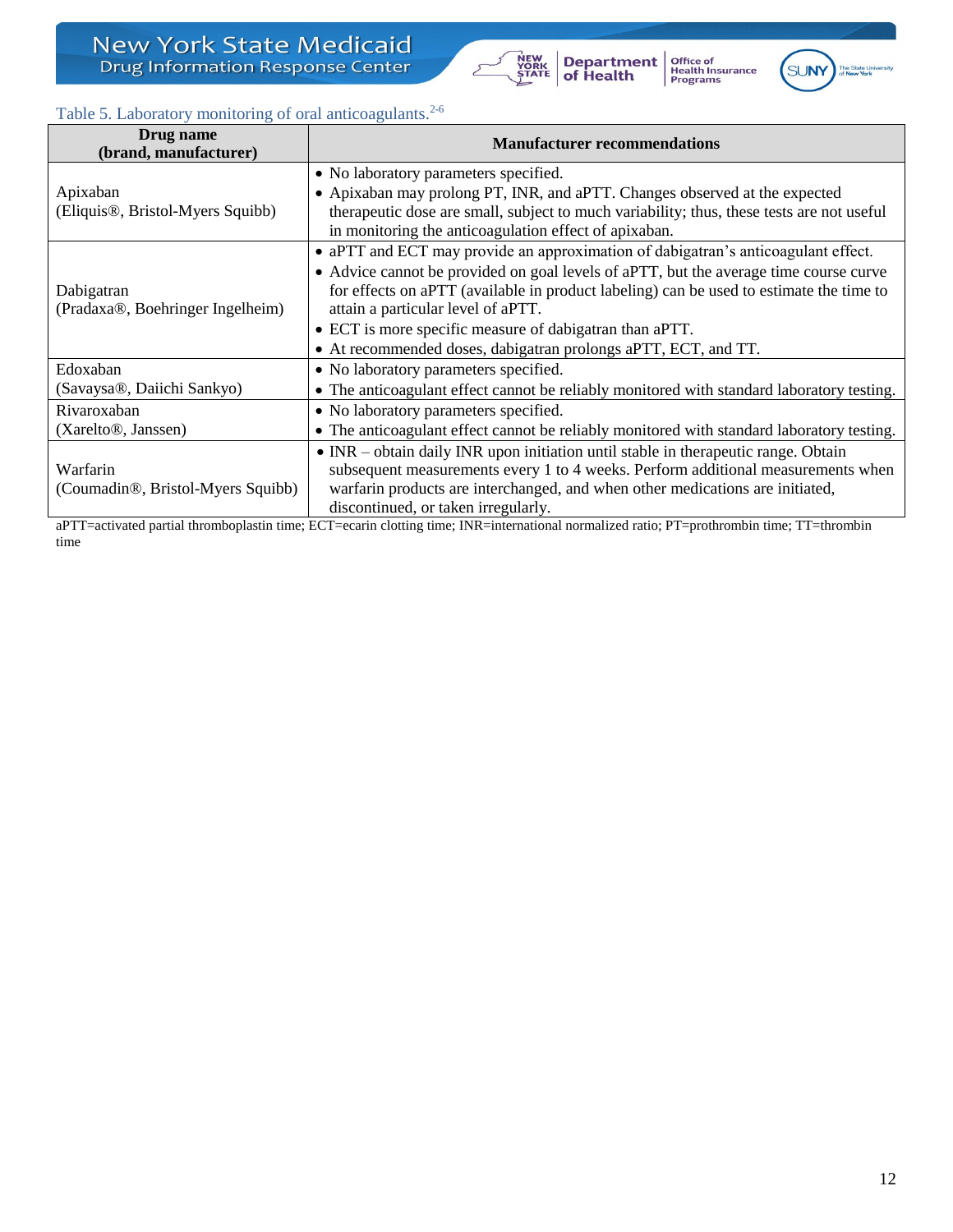Table 5. Laboratory monitoring of oral anticoagulants.[2-6]

| Drug name (brand, manufacturer) | Manufacturer recommendations |
|---|---|
| Apixaban (Eliquis®, Bristol-Myers Squibb) | • No laboratory parameters specified.<br>• Apixaban may prolong PT, INR, and aPTT. Changes observed at the expected therapeutic dose are small, subject to much variability; thus, these tests are not useful in monitoring the anticoagulation effect of apixaban. |
| Dabigatran (Pradaxa®, Boehringer Ingelheim) | • aPTT and ECT may provide an approximation of dabigatran's anticoagulant effect.<br>• Advice cannot be provided on goal levels of aPTT, but the average time course curve for effects on aPTT (available in product labeling) can be used to estimate the time to attain a particular level of aPTT.<br>• ECT is more specific measure of dabigatran than aPTT.<br>• At recommended doses, dabigatran prolongs aPTT, ECT, and TT. |
| Edoxaban (Savaysa®, Daiichi Sankyo) | • No laboratory parameters specified.<br>• The anticoagulant effect cannot be reliably monitored with standard laboratory testing. |
| Rivaroxaban (Xarelto®, Janssen) | • No laboratory parameters specified.<br>• The anticoagulant effect cannot be reliably monitored with standard laboratory testing. |
| Warfarin (Coumadin®, Bristol-Myers Squibb) | • INR – obtain daily INR upon initiation until stable in therapeutic range. Obtain subsequent measurements every 1 to 4 weeks. Perform additional measurements when warfarin products are interchanged, and when other medications are initiated, discontinued, or taken irregularly. |

aPTT=activated partial thromboplastin time; ECT=ecarin clotting time; INR=international normalized ratio; PT=prothrombin time; TT=thrombin time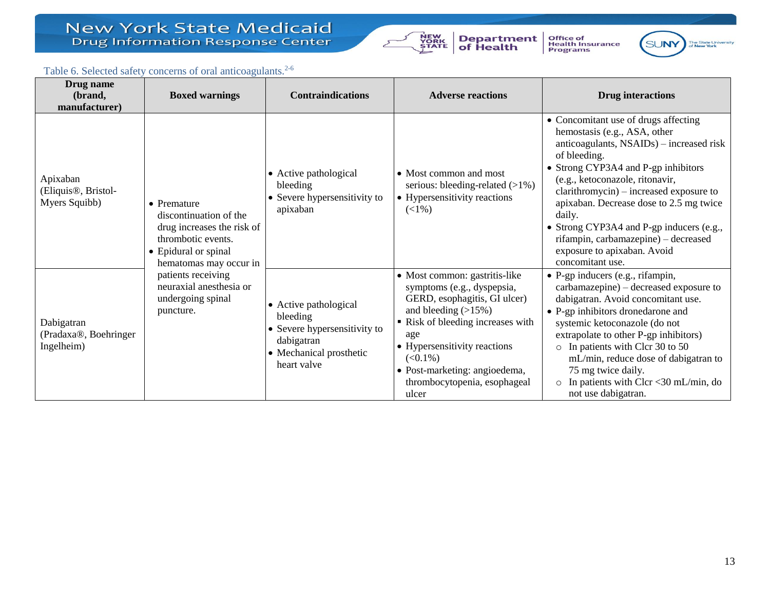Table 6. Selected safety concerns of oral anticoagulants.[2-6]

| Drug name (brand, manufacturer) | Boxed warnings | Contraindications | Adverse reactions | Drug interactions |
|---|---|---|---|---|
| Apixaban (Eliquis®, Bristol-Myers Squibb) | • Premature discontinuation of the drug increases the risk of thrombotic events.<br>• Epidural or spinal hematomas may occur in patients receiving neuraxial anesthesia or undergoing spinal puncture. | • Active pathological bleeding<br>• Severe hypersensitivity to apixaban | • Most common and most serious: bleeding-related (>1%)<br>• Hypersensitivity reactions (<1%) | • Concomitant use of drugs affecting hemostasis (e.g., ASA, other anticoagulants, NSAIDs) – increased risk of bleeding.<br>• Strong CYP3A4 and P-gp inhibitors (e.g., ketoconazole, ritonavir, clarithromycin) – increased exposure to apixaban. Decrease dose to 2.5 mg twice daily.<br>• Strong CYP3A4 and P-gp inducers (e.g., rifampin, carbamazepine) – decreased exposure to apixaban. Avoid concomitant use. |
| Dabigatran (Pradaxa®, Boehringer Ingelheim) | | • Active pathological bleeding<br>• Severe hypersensitivity to dabigatran<br>• Mechanical prosthetic heart valve | • Most common: gastritis-like symptoms (e.g., dyspepsia, GERD, esophagitis, GI ulcer) and bleeding (>15%)<br>▪ Risk of bleeding increases with age<br>• Hypersensitivity reactions (<0.1%)<br>• Post-marketing: angioedema, thrombocytopenia, esophageal ulcer | • P-gp inducers (e.g., rifampin, carbamazepine) – decreased exposure to dabigatran. Avoid concomitant use.<br>• P-gp inhibitors dronedarone and systemic ketoconazole (do not extrapolate to other P-gp inhibitors)<br>○ In patients with Clcr 30 to 50 mL/min, reduce dose of dabigatran to 75 mg twice daily.<br>○ In patients with Clcr <30 mL/min, do not use dabigatran. |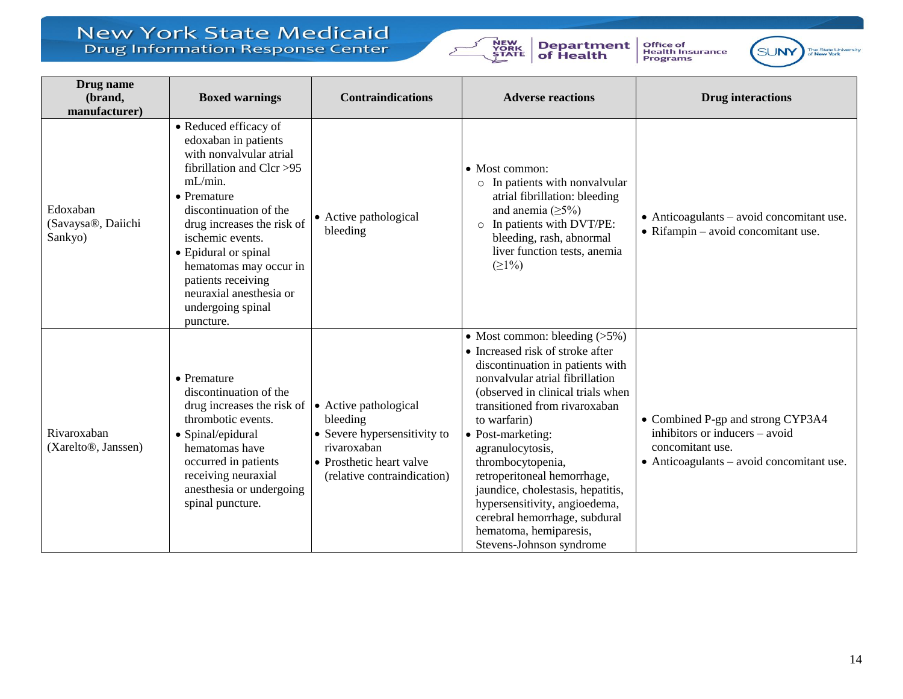| Drug name (brand, manufacturer) | Boxed warnings | Contraindications | Adverse reactions | Drug interactions |
|---|---|---|---|---|
| Edoxaban (Savaysa®, Daiichi Sankyo) | • Reduced efficacy of edoxaban in patients with nonvalvular atrial fibrillation and Clcr >95 mL/min.<br>• Premature discontinuation of the drug increases the risk of ischemic events.<br>• Epidural or spinal hematomas may occur in patients receiving neuraxial anesthesia or undergoing spinal puncture. | • Active pathological bleeding | • Most common:<br>○ In patients with nonvalvular atrial fibrillation: bleeding and anemia (≥5%)<br>○ In patients with DVT/PE: bleeding, rash, abnormal liver function tests, anemia (≥1%) | • Anticoagulants – avoid concomitant use.<br>• Rifampin – avoid concomitant use. |
| Rivaroxaban (Xarelto®, Janssen) | • Premature discontinuation of the drug increases the risk of thrombotic events.<br>• Spinal/epidural hematomas have occurred in patients receiving neuraxial anesthesia or undergoing spinal puncture. | • Active pathological bleeding<br>• Severe hypersensitivity to rivaroxaban<br>• Prosthetic heart valve (relative contraindication) | • Most common: bleeding (>5%)<br>• Increased risk of stroke after discontinuation in patients with nonvalvular atrial fibrillation (observed in clinical trials when transitioned from rivaroxaban to warfarin)<br>• Post-marketing: agranulocytosis, thrombocytopenia, retroperitoneal hemorrhage, jaundice, cholestasis, hepatitis, hypersensitivity, angioedema, cerebral hemorrhage, subdural hematoma, hemiparesis, Stevens-Johnson syndrome | • Combined P-gp and strong CYP3A4 inhibitors or inducers – avoid concomitant use.<br>• Anticoagulants – avoid concomitant use. |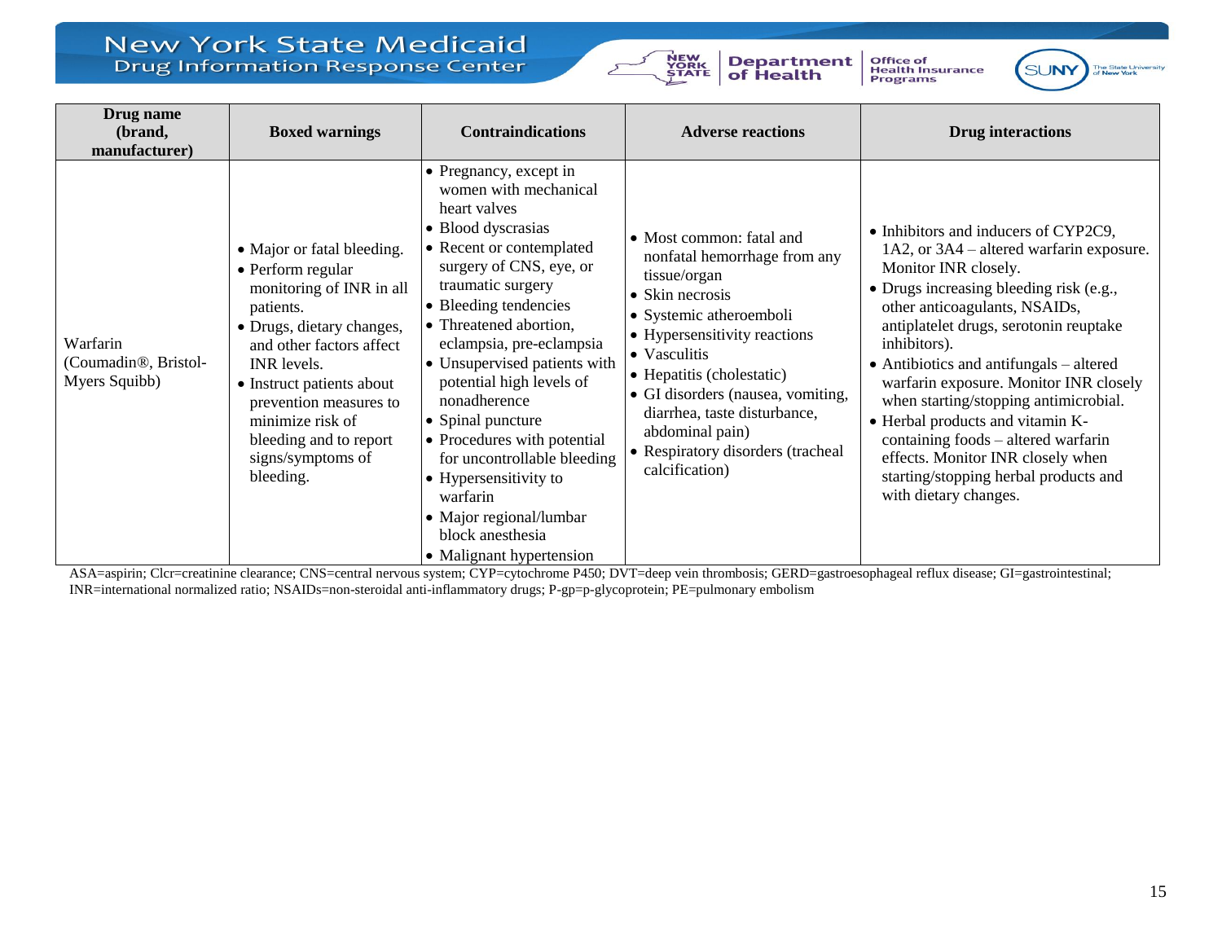| Drug name (brand, manufacturer) | Boxed warnings | Contraindications | Adverse reactions | Drug interactions |
|---|---|---|---|---|
| Warfarin (Coumadin®, Bristol-Myers Squibb) | • Major or fatal bleeding.<br>• Perform regular monitoring of INR in all patients.<br>• Drugs, dietary changes, and other factors affect INR levels.<br>• Instruct patients about prevention measures to minimize risk of bleeding and to report signs/symptoms of bleeding. | • Pregnancy, except in women with mechanical heart valves<br>• Blood dyscrasias<br>• Recent or contemplated surgery of CNS, eye, or traumatic surgery<br>• Bleeding tendencies<br>• Threatened abortion, eclampsia, pre-eclampsia<br>• Unsupervised patients with potential high levels of nonadherence<br>• Spinal puncture<br>• Procedures with potential for uncontrollable bleeding<br>• Hypersensitivity to warfarin<br>• Major regional/lumbar block anesthesia<br>• Malignant hypertension | • Most common: fatal and nonfatal hemorrhage from any tissue/organ<br>• Skin necrosis<br>• Systemic atheroemboli<br>• Hypersensitivity reactions<br>• Vasculitis<br>• Hepatitis (cholestatic)<br>• GI disorders (nausea, vomiting, diarrhea, taste disturbance, abdominal pain)<br>• Respiratory disorders (tracheal calcification) | • Inhibitors and inducers of CYP2C9, 1A2, or 3A4 – altered warfarin exposure. Monitor INR closely.<br>• Drugs increasing bleeding risk (e.g., other anticoagulants, NSAIDs, antiplatelet drugs, serotonin reuptake inhibitors).<br>• Antibiotics and antifungals – altered warfarin exposure. Monitor INR closely when starting/stopping antimicrobial.<br>• Herbal products and vitamin K-containing foods – altered warfarin effects. Monitor INR closely when starting/stopping herbal products and with dietary changes. |

ASA=aspirin; Clcr=creatinine clearance; CNS=central nervous system; CYP=cytochrome P450; DVT=deep vein thrombosis; GERD=gastroesophageal reflux disease; GI=gastrointestinal; INR=international normalized ratio; NSAIDs=non-steroidal anti-inflammatory drugs; P-gp=p-glycoprotein; PE=pulmonary embolism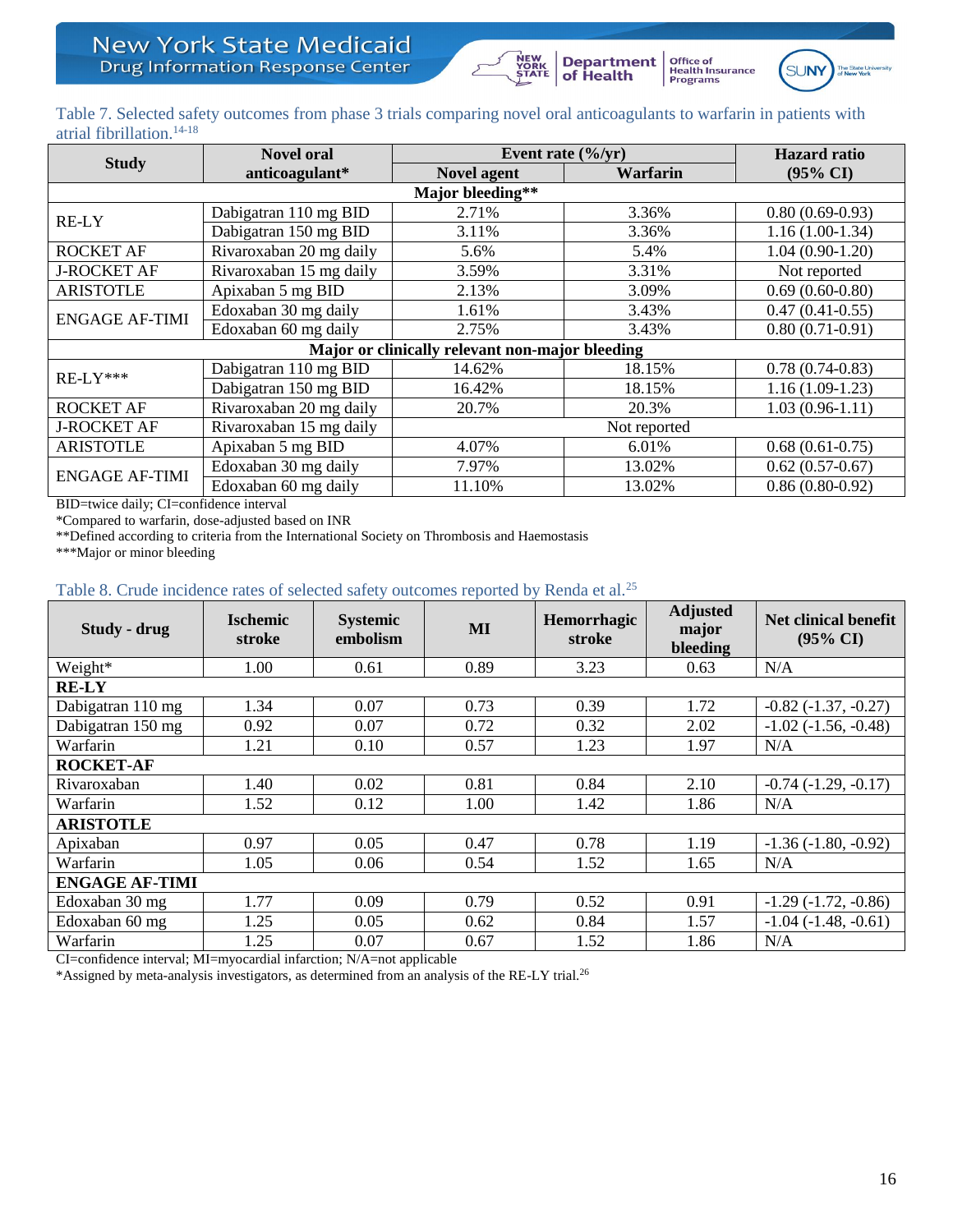Table 7. Selected safety outcomes from phase 3 trials comparing novel oral anticoagulants to warfarin in patients with atrial fibrillation.[14-18]

| Study | Novel oral anticoagulant* | Event rate (%/yr) | | Hazard ratio (95% CI) |
|---|---|---|---|---|
| | | Novel agent | Warfarin | |
| **Major bleeding**** | | | | |
| RE-LY | Dabigatran 110 mg BID | 2.71% | 3.36% | 0.80 (0.69-0.93) |
| | Dabigatran 150 mg BID | 3.11% | 3.36% | 1.16 (1.00-1.34) |
| ROCKET AF | Rivaroxaban 20 mg daily | 5.6% | 5.4% | 1.04 (0.90-1.20) |
| J-ROCKET AF | Rivaroxaban 15 mg daily | 3.59% | 3.31% | Not reported |
| ARISTOTLE | Apixaban 5 mg BID | 2.13% | 3.09% | 0.69 (0.60-0.80) |
| ENGAGE AF-TIMI | Edoxaban 30 mg daily | 1.61% | 3.43% | 0.47 (0.41-0.55) |
| | Edoxaban 60 mg daily | 2.75% | 3.43% | 0.80 (0.71-0.91) |
| **Major or clinically relevant non-major bleeding** | | | | |
| RE-LY*** | Dabigatran 110 mg BID | 14.62% | 18.15% | 0.78 (0.74-0.83) |
| | Dabigatran 150 mg BID | 16.42% | 18.15% | 1.16 (1.09-1.23) |
| ROCKET AF | Rivaroxaban 20 mg daily | 20.7% | 20.3% | 1.03 (0.96-1.11) |
| J-ROCKET AF | Rivaroxaban 15 mg daily | Not reported | | |
| ARISTOTLE | Apixaban 5 mg BID | 4.07% | 6.01% | 0.68 (0.61-0.75) |
| ENGAGE AF-TIMI | Edoxaban 30 mg daily | 7.97% | 13.02% | 0.62 (0.57-0.67) |
| | Edoxaban 60 mg daily | 11.10% | 13.02% | 0.86 (0.80-0.92) |

BID=twice daily; CI=confidence interval
*Compared to warfarin, dose-adjusted based on INR
**Defined according to criteria from the International Society on Thrombosis and Haemostasis
***Major or minor bleeding

Table 8. Crude incidence rates of selected safety outcomes reported by Renda et al.[25]

| Study - drug | Ischemic stroke | Systemic embolism | MI | Hemorrhagic stroke | Adjusted major bleeding | Net clinical benefit (95% CI) |
|---|---|---|---|---|---|---|
| Weight* | 1.00 | 0.61 | 0.89 | 3.23 | 0.63 | N/A |
| **RE-LY** | | | | | | |
| Dabigatran 110 mg | 1.34 | 0.07 | 0.73 | 0.39 | 1.72 | -0.82 (-1.37, -0.27) |
| Dabigatran 150 mg | 0.92 | 0.07 | 0.72 | 0.32 | 2.02 | -1.02 (-1.56, -0.48) |
| Warfarin | 1.21 | 0.10 | 0.57 | 1.23 | 1.97 | N/A |
| **ROCKET-AF** | | | | | | |
| Rivaroxaban | 1.40 | 0.02 | 0.81 | 0.84 | 2.10 | -0.74 (-1.29, -0.17) |
| Warfarin | 1.52 | 0.12 | 1.00 | 1.42 | 1.86 | N/A |
| **ARISTOTLE** | | | | | | |
| Apixaban | 0.97 | 0.05 | 0.47 | 0.78 | 1.19 | -1.36 (-1.80, -0.92) |
| Warfarin | 1.05 | 0.06 | 0.54 | 1.52 | 1.65 | N/A |
| **ENGAGE AF-TIMI** | | | | | | |
| Edoxaban 30 mg | 1.77 | 0.09 | 0.79 | 0.52 | 0.91 | -1.29 (-1.72, -0.86) |
| Edoxaban 60 mg | 1.25 | 0.05 | 0.62 | 0.84 | 1.57 | -1.04 (-1.48, -0.61) |
| Warfarin | 1.25 | 0.07 | 0.67 | 1.52 | 1.86 | N/A |

CI=confidence interval; MI=myocardial infarction; N/A=not applicable
*Assigned by meta-analysis investigators, as determined from an analysis of the RE-LY trial.[26]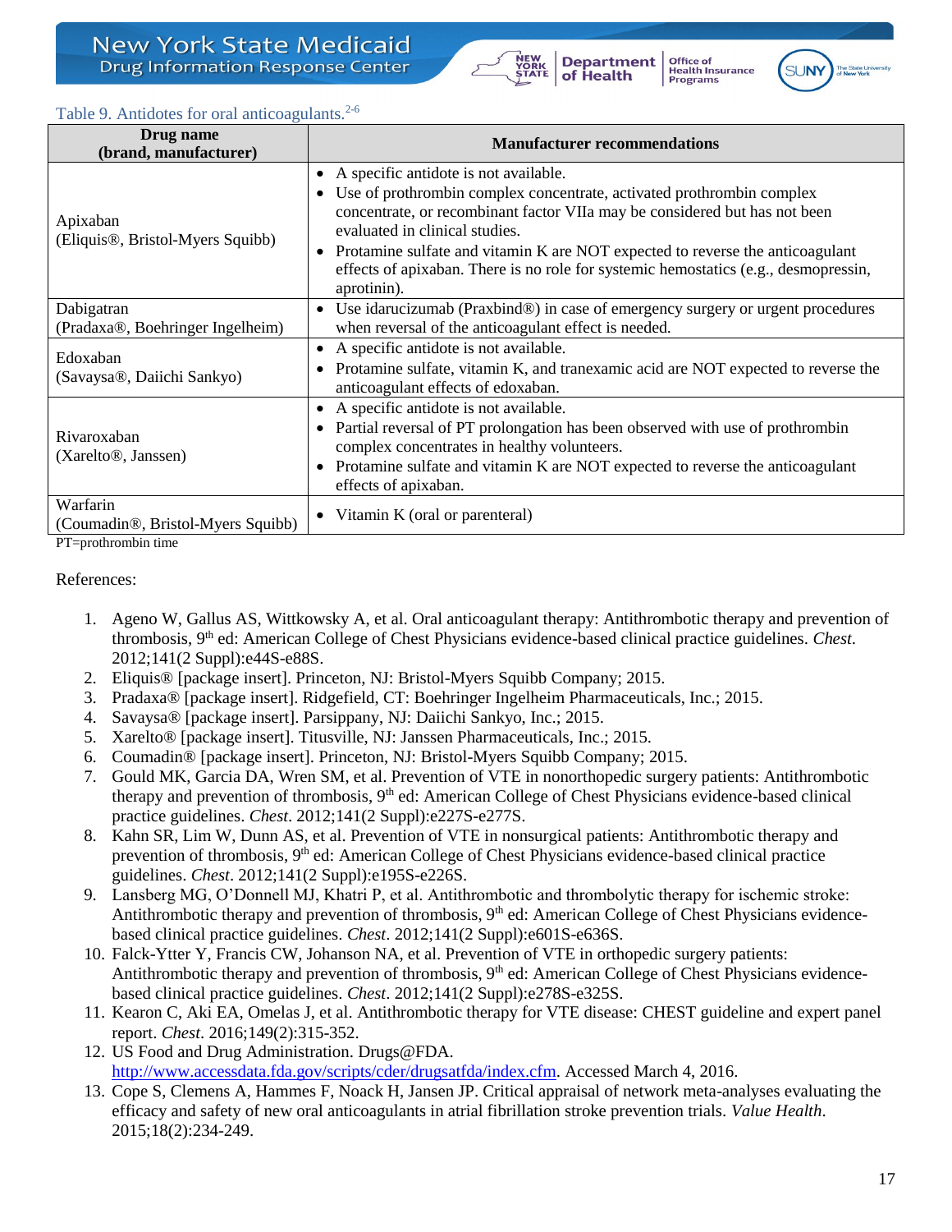Table 9. Antidotes for oral anticoagulants.[2-6]

| Drug name (brand, manufacturer) | Manufacturer recommendations |
|---|---|
| Apixaban (Eliquis®, Bristol-Myers Squibb) | • A specific antidote is not available. • Use of prothrombin complex concentrate, activated prothrombin complex concentrate, or recombinant factor VIIa may be considered but has not been evaluated in clinical studies. • Protamine sulfate and vitamin K are NOT expected to reverse the anticoagulant effects of apixaban. There is no role for systemic hemostatics (e.g., desmopressin, aprotinin). |
| Dabigatran (Pradaxa®, Boehringer Ingelheim) | • Use idarucizumab (Praxbind®) in case of emergency surgery or urgent procedures when reversal of the anticoagulant effect is needed. |
| Edoxaban (Savaysa®, Daiichi Sankyo) | • A specific antidote is not available. • Protamine sulfate, vitamin K, and tranexamic acid are NOT expected to reverse the anticoagulant effects of edoxaban. |
| Rivaroxaban (Xarelto®, Janssen) | • A specific antidote is not available. • Partial reversal of PT prolongation has been observed with use of prothrombin complex concentrates in healthy volunteers. • Protamine sulfate and vitamin K are NOT expected to reverse the anticoagulant effects of apixaban. |
| Warfarin (Coumadin®, Bristol-Myers Squibb) | • Vitamin K (oral or parenteral) |

PT=prothrombin time

References:

1. Ageno W, Gallus AS, Wittkowsky A, et al. Oral anticoagulant therapy: Antithrombotic therapy and prevention of thrombosis, 9th ed: American College of Chest Physicians evidence-based clinical practice guidelines. *Chest*. 2012;141(2 Suppl):e44S-e88S.
2. Eliquis® [package insert]. Princeton, NJ: Bristol-Myers Squibb Company; 2015.
3. Pradaxa® [package insert]. Ridgefield, CT: Boehringer Ingelheim Pharmaceuticals, Inc.; 2015.
4. Savaysa® [package insert]. Parsippany, NJ: Daiichi Sankyo, Inc.; 2015.
5. Xarelto® [package insert]. Titusville, NJ: Janssen Pharmaceuticals, Inc.; 2015.
6. Coumadin® [package insert]. Princeton, NJ: Bristol-Myers Squibb Company; 2015.
7. Gould MK, Garcia DA, Wren SM, et al. Prevention of VTE in nonorthopedic surgery patients: Antithrombotic therapy and prevention of thrombosis, 9th ed: American College of Chest Physicians evidence-based clinical practice guidelines. *Chest*. 2012;141(2 Suppl):e227S-e277S.
8. Kahn SR, Lim W, Dunn AS, et al. Prevention of VTE in nonsurgical patients: Antithrombotic therapy and prevention of thrombosis, 9th ed: American College of Chest Physicians evidence-based clinical practice guidelines. *Chest*. 2012;141(2 Suppl):e195S-e226S.
9. Lansberg MG, O'Donnell MJ, Khatri P, et al. Antithrombotic and thrombolytic therapy for ischemic stroke: Antithrombotic therapy and prevention of thrombosis, 9th ed: American College of Chest Physicians evidence-based clinical practice guidelines. *Chest*. 2012;141(2 Suppl):e601S-e636S.
10. Falck-Ytter Y, Francis CW, Johanson NA, et al. Prevention of VTE in orthopedic surgery patients: Antithrombotic therapy and prevention of thrombosis, 9th ed: American College of Chest Physicians evidence-based clinical practice guidelines. *Chest*. 2012;141(2 Suppl):e278S-e325S.
11. Kearon C, Aki EA, Omelas J, et al. Antithrombotic therapy for VTE disease: CHEST guideline and expert panel report. *Chest*. 2016;149(2):315-352.
12. US Food and Drug Administration. Drugs@FDA. http://www.accessdata.fda.gov/scripts/cder/drugsatfda/index.cfm. Accessed March 4, 2016.
13. Cope S, Clemens A, Hammes F, Noack H, Jansen JP. Critical appraisal of network meta-analyses evaluating the efficacy and safety of new oral anticoagulants in atrial fibrillation stroke prevention trials. *Value Health*. 2015;18(2):234-249.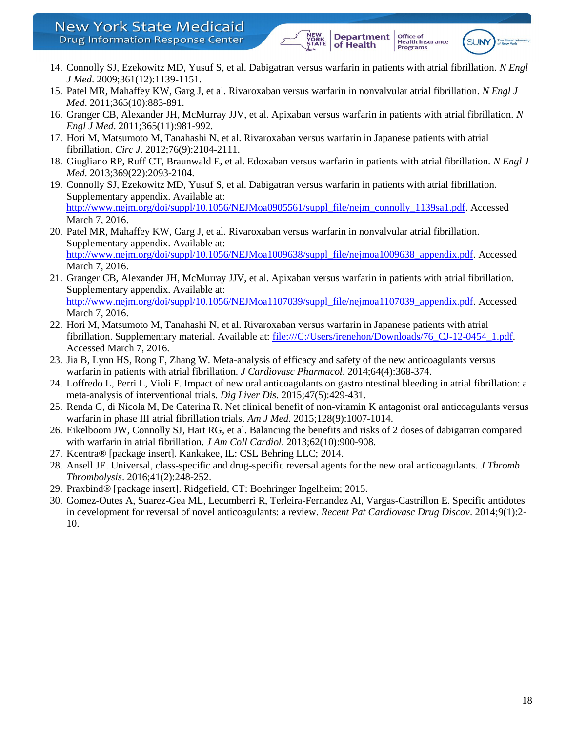14. Connolly SJ, Ezekowitz MD, Yusuf S, et al. Dabigatran versus warfarin in patients with atrial fibrillation. *N Engl J Med*. 2009;361(12):1139-1151.
15. Patel MR, Mahaffey KW, Garg J, et al. Rivaroxaban versus warfarin in nonvalvular atrial fibrillation. *N Engl J Med*. 2011;365(10):883-891.
16. Granger CB, Alexander JH, McMurray JJV, et al. Apixaban versus warfarin in patients with atrial fibrillation. *N Engl J Med*. 2011;365(11):981-992.
17. Hori M, Matsumoto M, Tanahashi N, et al. Rivaroxaban versus warfarin in Japanese patients with atrial fibrillation. *Circ J*. 2012;76(9):2104-2111.
18. Giugliano RP, Ruff CT, Braunwald E, et al. Edoxaban versus warfarin in patients with atrial fibrillation. *N Engl J Med*. 2013;369(22):2093-2104.
19. Connolly SJ, Ezekowitz MD, Yusuf S, et al. Dabigatran versus warfarin in patients with atrial fibrillation. Supplementary appendix. Available at: http://www.nejm.org/doi/suppl/10.1056/NEJMoa0905561/suppl_file/nejm_connolly_1139sa1.pdf. Accessed March 7, 2016.
20. Patel MR, Mahaffey KW, Garg J, et al. Rivaroxaban versus warfarin in nonvalvular atrial fibrillation. Supplementary appendix. Available at: http://www.nejm.org/doi/suppl/10.1056/NEJMoa1009638/suppl_file/nejmoa1009638_appendix.pdf. Accessed March 7, 2016.
21. Granger CB, Alexander JH, McMurray JJV, et al. Apixaban versus warfarin in patients with atrial fibrillation. Supplementary appendix. Available at: http://www.nejm.org/doi/suppl/10.1056/NEJMoa1107039/suppl_file/nejmoa1107039_appendix.pdf. Accessed March 7, 2016.
22. Hori M, Matsumoto M, Tanahashi N, et al. Rivaroxaban versus warfarin in Japanese patients with atrial fibrillation. Supplementary material. Available at: file:///C:/Users/irenehon/Downloads/76_CJ-12-0454_1.pdf. Accessed March 7, 2016.
23. Jia B, Lynn HS, Rong F, Zhang W. Meta-analysis of efficacy and safety of the new anticoagulants versus warfarin in patients with atrial fibrillation. *J Cardiovasc Pharmacol*. 2014;64(4):368-374.
24. Loffredo L, Perri L, Violi F. Impact of new oral anticoagulants on gastrointestinal bleeding in atrial fibrillation: a meta-analysis of interventional trials. *Dig Liver Dis*. 2015;47(5):429-431.
25. Renda G, di Nicola M, De Caterina R. Net clinical benefit of non-vitamin K antagonist oral anticoagulants versus warfarin in phase III atrial fibrillation trials. *Am J Med*. 2015;128(9):1007-1014.
26. Eikelboom JW, Connolly SJ, Hart RG, et al. Balancing the benefits and risks of 2 doses of dabigatran compared with warfarin in atrial fibrillation. *J Am Coll Cardiol*. 2013;62(10):900-908.
27. Kcentra® [package insert]. Kankakee, IL: CSL Behring LLC; 2014.
28. Ansell JE. Universal, class-specific and drug-specific reversal agents for the new oral anticoagulants. *J Thromb Thrombolysis*. 2016;41(2):248-252.
29. Praxbind® [package insert]. Ridgefield, CT: Boehringer Ingelheim; 2015.
30. Gomez-Outes A, Suarez-Gea ML, Lecumberri R, Terleira-Fernandez AI, Vargas-Castrillon E. Specific antidotes in development for reversal of novel anticoagulants: a review. *Recent Pat Cardiovasc Drug Discov*. 2014;9(1):2-10.